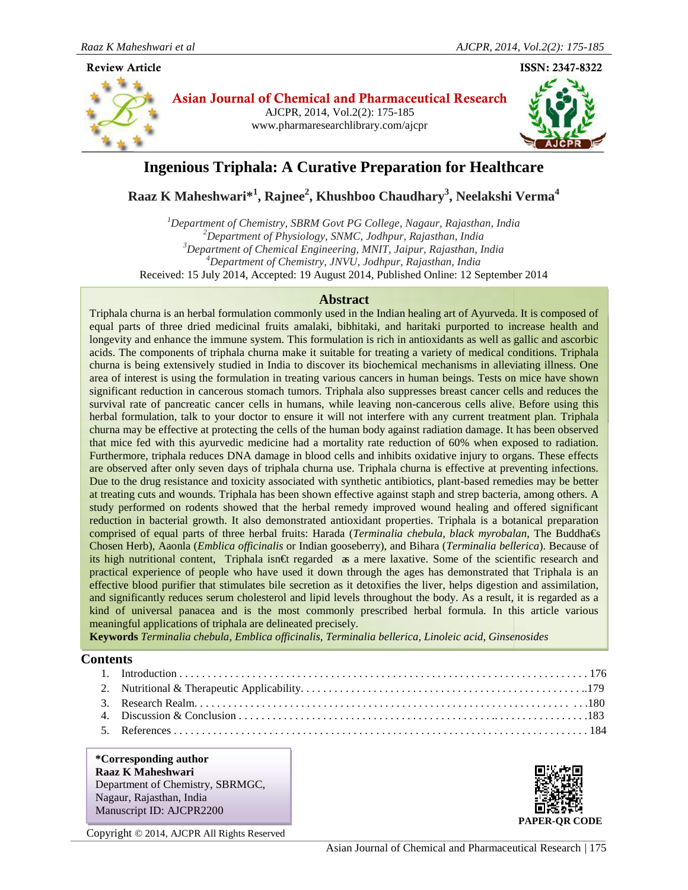**Review Article**

**ISSN: 2347-8322**

**Asian Journal of Chemical and Pharmaceutical Research**

AJCPR, 2014, Vol.2(2): 175-185

www.pharmaresearchlibrary.com/ajcpr

# Ingenious Triphala: A Curative Preparation for Healthcare

**Raaz K Maheshwari*[1], Rajnee[2], Khushboo Chaudhary[3], Neelakshi Verma[4]**

[1]*Department of Chemistry, SBRM Govt PG College, Nagaur, Rajasthan, India*
[2]*Department of Physiology, SNMC, Jodhpur, Rajasthan, India*
[3]*Department of Chemical Engineering, MNIT, Jaipur, Rajasthan, India*
[4]*Department of Chemistry, JNVU, Jodhpur, Rajasthan, India*

Received: 15 July 2014, Accepted: 19 August 2014, Published Online: 12 September 2014

## Abstract

Triphala churna is an herbal formulation commonly used in the Indian healing art of Ayurveda. It is composed of equal parts of three dried medicinal fruits amalaki, bibhitaki, and haritaki purported to increase health and longevity and enhance the immune system. This formulation is rich in antioxidants as well as gallic and ascorbic acids. The components of triphala churna make it suitable for treating a variety of medical conditions. Triphala churna is being extensively studied in India to discover its biochemical mechanisms in alleviating illness. One area of interest is using the formulation in treating various cancers in human beings. Tests on mice have shown significant reduction in cancerous stomach tumors. Triphala also suppresses breast cancer cells and reduces the survival rate of pancreatic cancer cells in humans, while leaving non-cancerous cells alive. Before using this herbal formulation, talk to your doctor to ensure it will not interfere with any current treatment plan. Triphala churna may be effective at protecting the cells of the human body against radiation damage. It has been observed that mice fed with this ayurvedic medicine had a mortality rate reduction of 60% when exposed to radiation. Furthermore, triphala reduces DNA damage in blood cells and inhibits oxidative injury to organs. These effects are observed after only seven days of triphala churna use. Triphala churna is effective at preventing infections. Due to the drug resistance and toxicity associated with synthetic antibiotics, plant-based remedies may be better at treating cuts and wounds. Triphala has been shown effective against staph and strep bacteria, among others. A study performed on rodents showed that the herbal remedy improved wound healing and offered significant reduction in bacterial growth. It also demonstrated antioxidant properties. Triphala is a botanical preparation comprised of equal parts of three herbal fruits: Harada (*Terminalia chebula, black myrobalan*, The Buddha€s Chosen Herb), Aaonla (*Emblica officinalis* or Indian gooseberry), and Bihara (*Terminalia bellerica*). Because of its high nutritional content, Triphala isn€t regarded as a mere laxative. Some of the scientific research and practical experience of people who have used it down through the ages has demonstrated that Triphala is an effective blood purifier that stimulates bile secretion as it detoxifies the liver, helps digestion and assimilation, and significantly reduces serum cholesterol and lipid levels throughout the body. As a result, it is regarded as a kind of universal panacea and is the most commonly prescribed herbal formula. In this article various meaningful applications of triphala are delineated precisely.

**Keywords** *Terminalia chebula, Emblica officinalis, Terminalia bellerica, Linoleic acid, Ginsenosides*

## Contents

1. Introduction . . . . . . . . . . 176
2. Nutritional & Therapeutic Applicability. . . . . . . . . . 179
3. Research Realm. . . . . . . . . . 180
4. Discussion & Conclusion . . . . . . . . . . 183
5. References . . . . . . . . . . 184

**\*Corresponding author**
**Raaz K Maheshwari**
Department of Chemistry, SBRMGC,
Nagaur, Rajasthan, India
Manuscript ID: AJCPR2200

**PAPER-QR CODE**

Copyright © 2014, AJCPR All Rights Reserved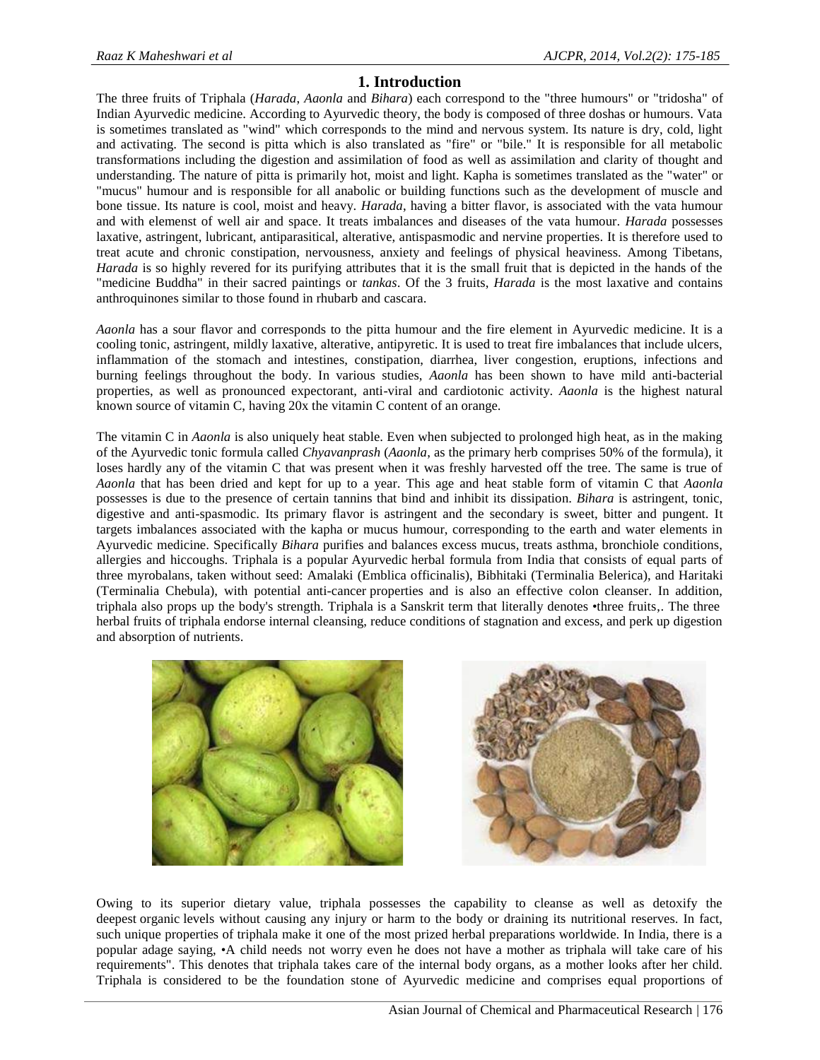## 1. Introduction

The three fruits of Triphala (*Harada*, *Aaonla* and *Bihara*) each correspond to the "three humours" or "tridosha" of Indian Ayurvedic medicine. According to Ayurvedic theory, the body is composed of three doshas or humours. Vata is sometimes translated as "wind" which corresponds to the mind and nervous system. Its nature is dry, cold, light and activating. The second is pitta which is also translated as "fire" or "bile." It is responsible for all metabolic transformations including the digestion and assimilation of food as well as assimilation and clarity of thought and understanding. The nature of pitta is primarily hot, moist and light. Kapha is sometimes translated as the "water" or "mucus" humour and is responsible for all anabolic or building functions such as the development of muscle and bone tissue. Its nature is cool, moist and heavy. *Harada*, having a bitter flavor, is associated with the vata humour and with elemenst of well air and space. It treats imbalances and diseases of the vata humour. *Harada* possesses laxative, astringent, lubricant, antiparasitical, alterative, antispasmodic and nervine properties. It is therefore used to treat acute and chronic constipation, nervousness, anxiety and feelings of physical heaviness. Among Tibetans, *Harada* is so highly revered for its purifying attributes that it is the small fruit that is depicted in the hands of the "medicine Buddha" in their sacred paintings or *tankas*. Of the 3 fruits, *Harada* is the most laxative and contains anthroquinones similar to those found in rhubarb and cascara.

*Aaonla* has a sour flavor and corresponds to the pitta humour and the fire element in Ayurvedic medicine. It is a cooling tonic, astringent, mildly laxative, alterative, antipyretic. It is used to treat fire imbalances that include ulcers, inflammation of the stomach and intestines, constipation, diarrhea, liver congestion, eruptions, infections and burning feelings throughout the body. In various studies, *Aaonla* has been shown to have mild anti-bacterial properties, as well as pronounced expectorant, anti-viral and cardiotonic activity. *Aaonla* is the highest natural known source of vitamin C, having 20x the vitamin C content of an orange.

The vitamin C in *Aaonla* is also uniquely heat stable. Even when subjected to prolonged high heat, as in the making of the Ayurvedic tonic formula called *Chyavanprash* (*Aaonla*, as the primary herb comprises 50% of the formula), it loses hardly any of the vitamin C that was present when it was freshly harvested off the tree. The same is true of *Aaonla* that has been dried and kept for up to a year. This age and heat stable form of vitamin C that *Aaonla* possesses is due to the presence of certain tannins that bind and inhibit its dissipation. *Bihara* is astringent, tonic, digestive and anti-spasmodic. Its primary flavor is astringent and the secondary is sweet, bitter and pungent. It targets imbalances associated with the kapha or mucus humour, corresponding to the earth and water elements in Ayurvedic medicine. Specifically *Bihara* purifies and balances excess mucus, treats asthma, bronchiole conditions, allergies and hiccoughs. Triphala is a popular Ayurvedic herbal formula from India that consists of equal parts of three myrobalans, taken without seed: Amalaki (Emblica officinalis), Bibhitaki (Terminalia Belerica), and Haritaki (Terminalia Chebula), with potential anti-cancer properties and is also an effective colon cleanser. In addition, triphala also props up the body's strength. Triphala is a Sanskrit term that literally denotes •three fruits,. The three herbal fruits of triphala endorse internal cleansing, reduce conditions of stagnation and excess, and perk up digestion and absorption of nutrients.

Owing to its superior dietary value, triphala possesses the capability to cleanse as well as detoxify the deepest organic levels without causing any injury or harm to the body or draining its nutritional reserves. In fact, such unique properties of triphala make it one of the most prized herbal preparations worldwide. In India, there is a popular adage saying, •A child needs not worry even he does not have a mother as triphala will take care of his requirements". This denotes that triphala takes care of the internal body organs, as a mother looks after her child. Triphala is considered to be the foundation stone of Ayurvedic medicine and comprises equal proportions of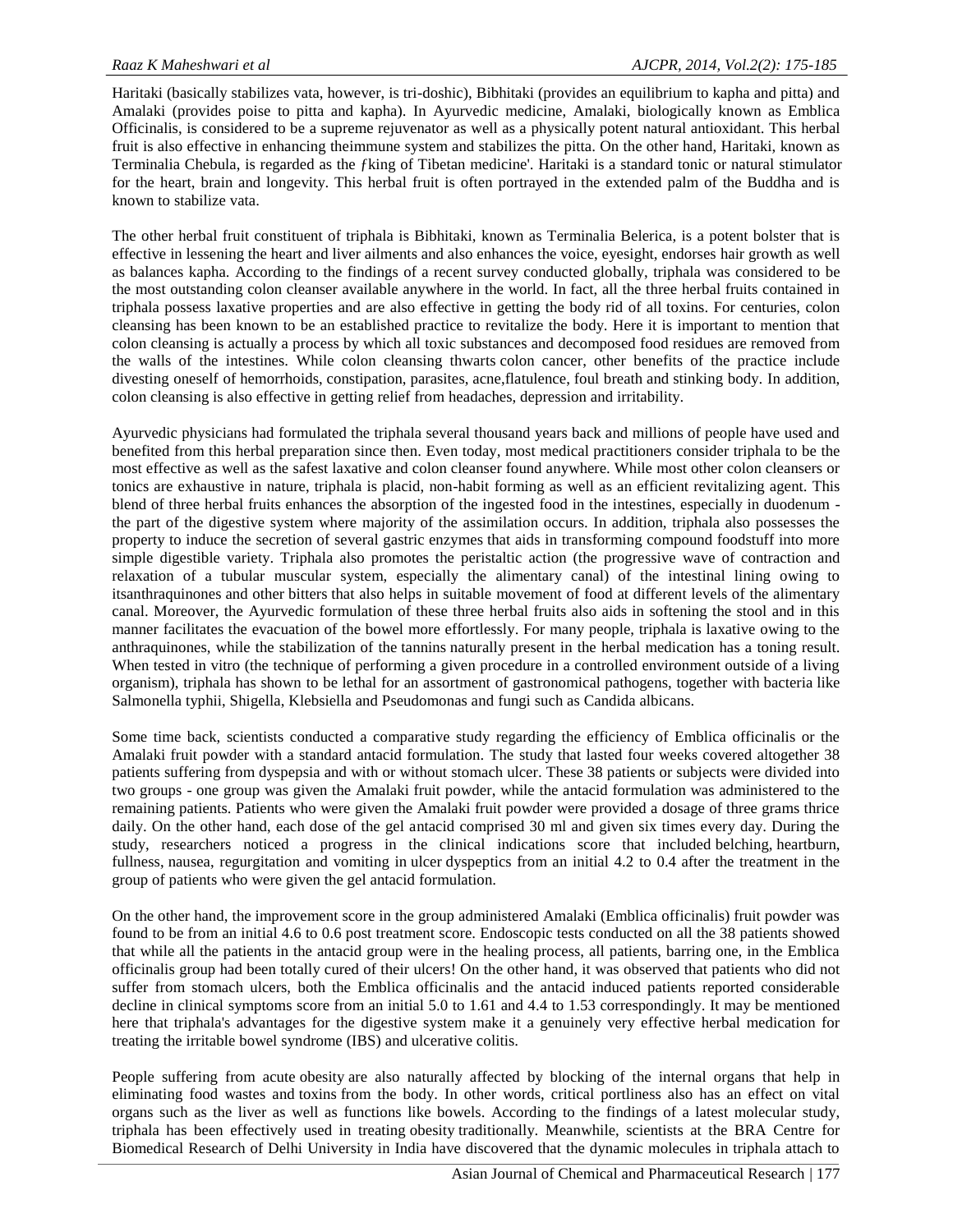Haritaki (basically stabilizes vata, however, is tri-doshic), Bibhitaki (provides an equilibrium to kapha and pitta) and Amalaki (provides poise to pitta and kapha). In Ayurvedic medicine, Amalaki, biologically known as Emblica Officinalis, is considered to be a supreme rejuvenator as well as a physically potent natural antioxidant. This herbal fruit is also effective in enhancing theimmune system and stabilizes the pitta. On the other hand, Haritaki, known as Terminalia Chebula, is regarded as the ƒking of Tibetan medicine'. Haritaki is a standard tonic or natural stimulator for the heart, brain and longevity. This herbal fruit is often portrayed in the extended palm of the Buddha and is known to stabilize vata.

The other herbal fruit constituent of triphala is Bibhitaki, known as Terminalia Belerica, is a potent bolster that is effective in lessening the heart and liver ailments and also enhances the voice, eyesight, endorses hair growth as well as balances kapha. According to the findings of a recent survey conducted globally, triphala was considered to be the most outstanding colon cleanser available anywhere in the world. In fact, all the three herbal fruits contained in triphala possess laxative properties and are also effective in getting the body rid of all toxins. For centuries, colon cleansing has been known to be an established practice to revitalize the body. Here it is important to mention that colon cleansing is actually a process by which all toxic substances and decomposed food residues are removed from the walls of the intestines. While colon cleansing thwarts colon cancer, other benefits of the practice include divesting oneself of hemorrhoids, constipation, parasites, acne,flatulence, foul breath and stinking body. In addition, colon cleansing is also effective in getting relief from headaches, depression and irritability.

Ayurvedic physicians had formulated the triphala several thousand years back and millions of people have used and benefited from this herbal preparation since then. Even today, most medical practitioners consider triphala to be the most effective as well as the safest laxative and colon cleanser found anywhere. While most other colon cleansers or tonics are exhaustive in nature, triphala is placid, non-habit forming as well as an efficient revitalizing agent. This blend of three herbal fruits enhances the absorption of the ingested food in the intestines, especially in duodenum - the part of the digestive system where majority of the assimilation occurs. In addition, triphala also possesses the property to induce the secretion of several gastric enzymes that aids in transforming compound foodstuff into more simple digestible variety. Triphala also promotes the peristaltic action (the progressive wave of contraction and relaxation of a tubular muscular system, especially the alimentary canal) of the intestinal lining owing to itsanthraquinones and other bitters that also helps in suitable movement of food at different levels of the alimentary canal. Moreover, the Ayurvedic formulation of these three herbal fruits also aids in softening the stool and in this manner facilitates the evacuation of the bowel more effortlessly. For many people, triphala is laxative owing to the anthraquinones, while the stabilization of the tannins naturally present in the herbal medication has a toning result. When tested in vitro (the technique of performing a given procedure in a controlled environment outside of a living organism), triphala has shown to be lethal for an assortment of gastronomical pathogens, together with bacteria like Salmonella typhii, Shigella, Klebsiella and Pseudomonas and fungi such as Candida albicans.

Some time back, scientists conducted a comparative study regarding the efficiency of Emblica officinalis or the Amalaki fruit powder with a standard antacid formulation. The study that lasted four weeks covered altogether 38 patients suffering from dyspepsia and with or without stomach ulcer. These 38 patients or subjects were divided into two groups - one group was given the Amalaki fruit powder, while the antacid formulation was administered to the remaining patients. Patients who were given the Amalaki fruit powder were provided a dosage of three grams thrice daily. On the other hand, each dose of the gel antacid comprised 30 ml and given six times every day. During the study, researchers noticed a progress in the clinical indications score that included belching, heartburn, fullness, nausea, regurgitation and vomiting in ulcer dyspeptics from an initial 4.2 to 0.4 after the treatment in the group of patients who were given the gel antacid formulation.

On the other hand, the improvement score in the group administered Amalaki (Emblica officinalis) fruit powder was found to be from an initial 4.6 to 0.6 post treatment score. Endoscopic tests conducted on all the 38 patients showed that while all the patients in the antacid group were in the healing process, all patients, barring one, in the Emblica officinalis group had been totally cured of their ulcers! On the other hand, it was observed that patients who did not suffer from stomach ulcers, both the Emblica officinalis and the antacid induced patients reported considerable decline in clinical symptoms score from an initial 5.0 to 1.61 and 4.4 to 1.53 correspondingly. It may be mentioned here that triphala's advantages for the digestive system make it a genuinely very effective herbal medication for treating the irritable bowel syndrome (IBS) and ulcerative colitis.

People suffering from acute obesity are also naturally affected by blocking of the internal organs that help in eliminating food wastes and toxins from the body. In other words, critical portliness also has an effect on vital organs such as the liver as well as functions like bowels. According to the findings of a latest molecular study, triphala has been effectively used in treating obesity traditionally. Meanwhile, scientists at the BRA Centre for Biomedical Research of Delhi University in India have discovered that the dynamic molecules in triphala attach to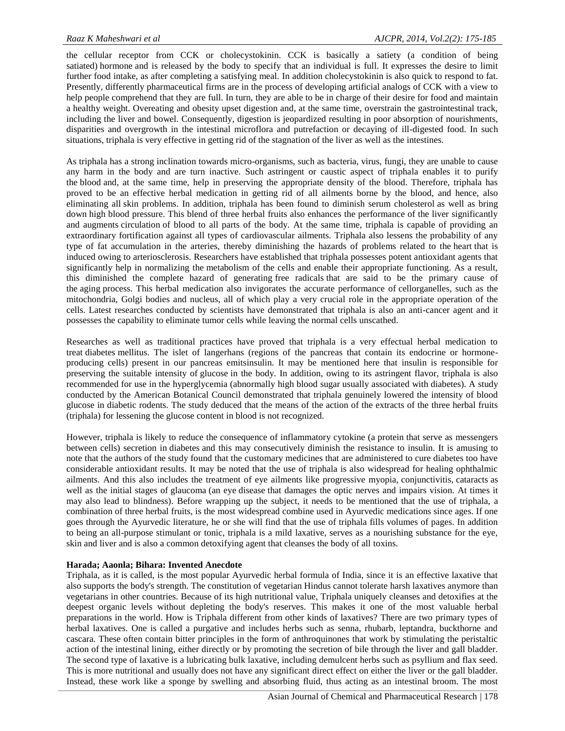the cellular receptor from CCK or cholecystokinin. CCK is basically a satiety (a condition of being satiated) hormone and is released by the body to specify that an individual is full. It expresses the desire to limit further food intake, as after completing a satisfying meal. In addition cholecystokinin is also quick to respond to fat. Presently, differently pharmaceutical firms are in the process of developing artificial analogs of CCK with a view to help people comprehend that they are full. In turn, they are able to be in charge of their desire for food and maintain a healthy weight. Overeating and obesity upset digestion and, at the same time, overstrain the gastrointestinal track, including the liver and bowel. Consequently, digestion is jeopardized resulting in poor absorption of nourishments, disparities and overgrowth in the intestinal microflora and putrefaction or decaying of ill-digested food. In such situations, triphala is very effective in getting rid of the stagnation of the liver as well as the intestines.

As triphala has a strong inclination towards micro-organisms, such as bacteria, virus, fungi, they are unable to cause any harm in the body and are turn inactive. Such astringent or caustic aspect of triphala enables it to purify the blood and, at the same time, help in preserving the appropriate density of the blood. Therefore, triphala has proved to be an effective herbal medication in getting rid of all ailments borne by the blood, and hence, also eliminating all skin problems. In addition, triphala has been found to diminish serum cholesterol as well as bring down high blood pressure. This blend of three herbal fruits also enhances the performance of the liver significantly and augments circulation of blood to all parts of the body. At the same time, triphala is capable of providing an extraordinary fortification against all types of cardiovascular ailments. Triphala also lessens the probability of any type of fat accumulation in the arteries, thereby diminishing the hazards of problems related to the heart that is induced owing to arteriosclerosis. Researchers have established that triphala possesses potent antioxidant agents that significantly help in normalizing the metabolism of the cells and enable their appropriate functioning. As a result, this diminished the complete hazard of generating free radicals that are said to be the primary cause of the aging process. This herbal medication also invigorates the accurate performance of cellorganelles, such as the mitochondria, Golgi bodies and nucleus, all of which play a very crucial role in the appropriate operation of the cells. Latest researches conducted by scientists have demonstrated that triphala is also an anti-cancer agent and it possesses the capability to eliminate tumor cells while leaving the normal cells unscathed.

Researches as well as traditional practices have proved that triphala is a very effectual herbal medication to treat diabetes mellitus. The islet of langerhans (regions of the pancreas that contain its endocrine or hormone-producing cells) present in our pancreas emitsinsulin. It may be mentioned here that insulin is responsible for preserving the suitable intensity of glucose in the body. In addition, owing to its astringent flavor, triphala is also recommended for use in the hyperglycemia (abnormally high blood sugar usually associated with diabetes). A study conducted by the American Botanical Council demonstrated that triphala genuinely lowered the intensity of blood glucose in diabetic rodents. The study deduced that the means of the action of the extracts of the three herbal fruits (triphala) for lessening the glucose content in blood is not recognized.

However, triphala is likely to reduce the consequence of inflammatory cytokine (a protein that serve as messengers between cells) secretion in diabetes and this may consecutively diminish the resistance to insulin. It is amusing to note that the authors of the study found that the customary medicines that are administered to cure diabetes too have considerable antioxidant results. It may be noted that the use of triphala is also widespread for healing ophthalmic ailments. And this also includes the treatment of eye ailments like progressive myopia, conjunctivitis, cataracts as well as the initial stages of glaucoma (an eye disease that damages the optic nerves and impairs vision. At times it may also lead to blindness). Before wrapping up the subject, it needs to be mentioned that the use of triphala, a combination of three herbal fruits, is the most widespread combine used in Ayurvedic medications since ages. If one goes through the Ayurvedic literature, he or she will find that the use of triphala fills volumes of pages. In addition to being an all-purpose stimulant or tonic, triphala is a mild laxative, serves as a nourishing substance for the eye, skin and liver and is also a common detoxifying agent that cleanses the body of all toxins.

**Harada; Aaonla; Bihara: Invented Anecdote**

Triphala, as it is called, is the most popular Ayurvedic herbal formula of India, since it is an effective laxative that also supports the body's strength. The constitution of vegetarian Hindus cannot tolerate harsh laxatives anymore than vegetarians in other countries. Because of its high nutritional value, Triphala uniquely cleanses and detoxifies at the deepest organic levels without depleting the body's reserves. This makes it one of the most valuable herbal preparations in the world. How is Triphala different from other kinds of laxatives? There are two primary types of herbal laxatives. One is called a purgative and includes herbs such as senna, rhubarb, leptandra, buckthorne and cascara. These often contain bitter principles in the form of anthroquinones that work by stimulating the peristaltic action of the intestinal lining, either directly or by promoting the secretion of bile through the liver and gall bladder. The second type of laxative is a lubricating bulk laxative, including demulcent herbs such as psyllium and flax seed. This is more nutritional and usually does not have any significant direct effect on either the liver or the gall bladder. Instead, these work like a sponge by swelling and absorbing fluid, thus acting as an intestinal broom. The most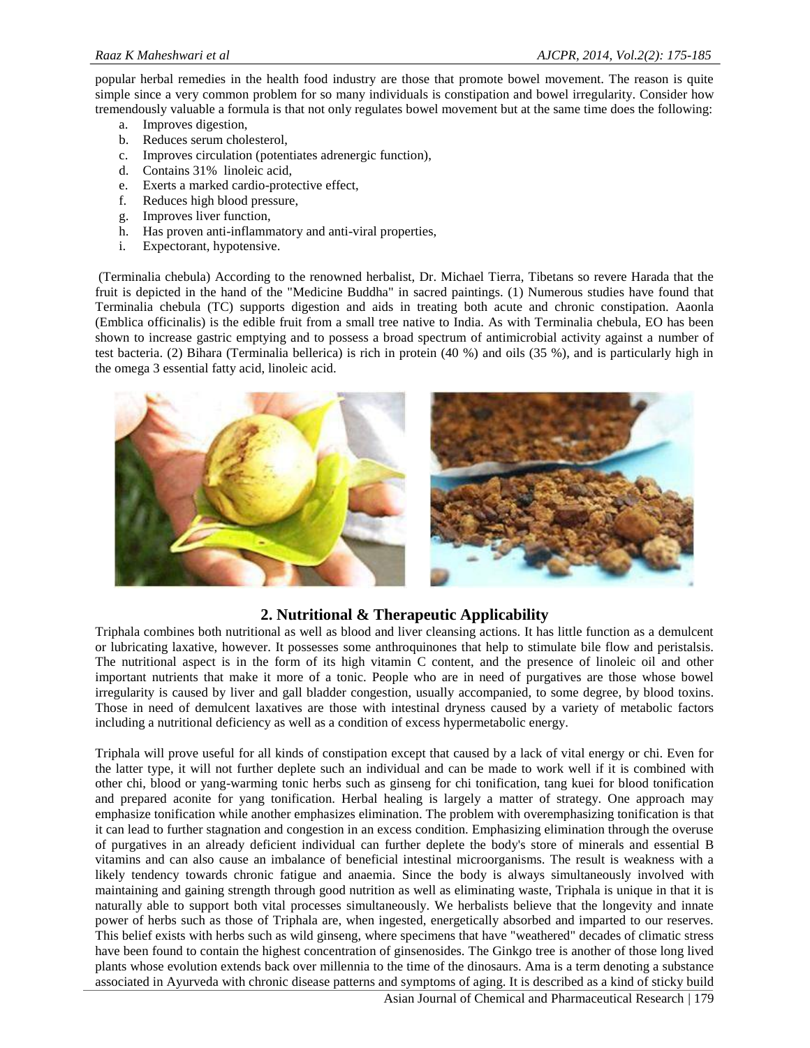popular herbal remedies in the health food industry are those that promote bowel movement. The reason is quite simple since a very common problem for so many individuals is constipation and bowel irregularity. Consider how tremendously valuable a formula is that not only regulates bowel movement but at the same time does the following:

a. Improves digestion,
b. Reduces serum cholesterol,
c. Improves circulation (potentiates adrenergic function),
d. Contains 31% linoleic acid,
e. Exerts a marked cardio-protective effect,
f. Reduces high blood pressure,
g. Improves liver function,
h. Has proven anti-inflammatory and anti-viral properties,
i. Expectorant, hypotensive.

(Terminalia chebula) According to the renowned herbalist, Dr. Michael Tierra, Tibetans so revere Harada that the fruit is depicted in the hand of the "Medicine Buddha" in sacred paintings. (1) Numerous studies have found that Terminalia chebula (TC) supports digestion and aids in treating both acute and chronic constipation. Aaonla (Emblica officinalis) is the edible fruit from a small tree native to India. As with Terminalia chebula, EO has been shown to increase gastric emptying and to possess a broad spectrum of antimicrobial activity against a number of test bacteria. (2) Bihara (Terminalia bellerica) is rich in protein (40 %) and oils (35 %), and is particularly high in the omega 3 essential fatty acid, linoleic acid.

## 2. Nutritional & Therapeutic Applicability

Triphala combines both nutritional as well as blood and liver cleansing actions. It has little function as a demulcent or lubricating laxative, however. It possesses some anthroquinones that help to stimulate bile flow and peristalsis. The nutritional aspect is in the form of its high vitamin C content, and the presence of linoleic oil and other important nutrients that make it more of a tonic. People who are in need of purgatives are those whose bowel irregularity is caused by liver and gall bladder congestion, usually accompanied, to some degree, by blood toxins. Those in need of demulcent laxatives are those with intestinal dryness caused by a variety of metabolic factors including a nutritional deficiency as well as a condition of excess hypermetabolic energy.

Triphala will prove useful for all kinds of constipation except that caused by a lack of vital energy or chi. Even for the latter type, it will not further deplete such an individual and can be made to work well if it is combined with other chi, blood or yang-warming tonic herbs such as ginseng for chi tonification, tang kuei for blood tonification and prepared aconite for yang tonification. Herbal healing is largely a matter of strategy. One approach may emphasize tonification while another emphasizes elimination. The problem with overemphasizing tonification is that it can lead to further stagnation and congestion in an excess condition. Emphasizing elimination through the overuse of purgatives in an already deficient individual can further deplete the body's store of minerals and essential B vitamins and can also cause an imbalance of beneficial intestinal microorganisms. The result is weakness with a likely tendency towards chronic fatigue and anaemia. Since the body is always simultaneously involved with maintaining and gaining strength through good nutrition as well as eliminating waste, Triphala is unique in that it is naturally able to support both vital processes simultaneously. We herbalists believe that the longevity and innate power of herbs such as those of Triphala are, when ingested, energetically absorbed and imparted to our reserves. This belief exists with herbs such as wild ginseng, where specimens that have "weathered" decades of climatic stress have been found to contain the highest concentration of ginsenosides. The Ginkgo tree is another of those long lived plants whose evolution extends back over millennia to the time of the dinosaurs. Ama is a term denoting a substance associated in Ayurveda with chronic disease patterns and symptoms of aging. It is described as a kind of sticky build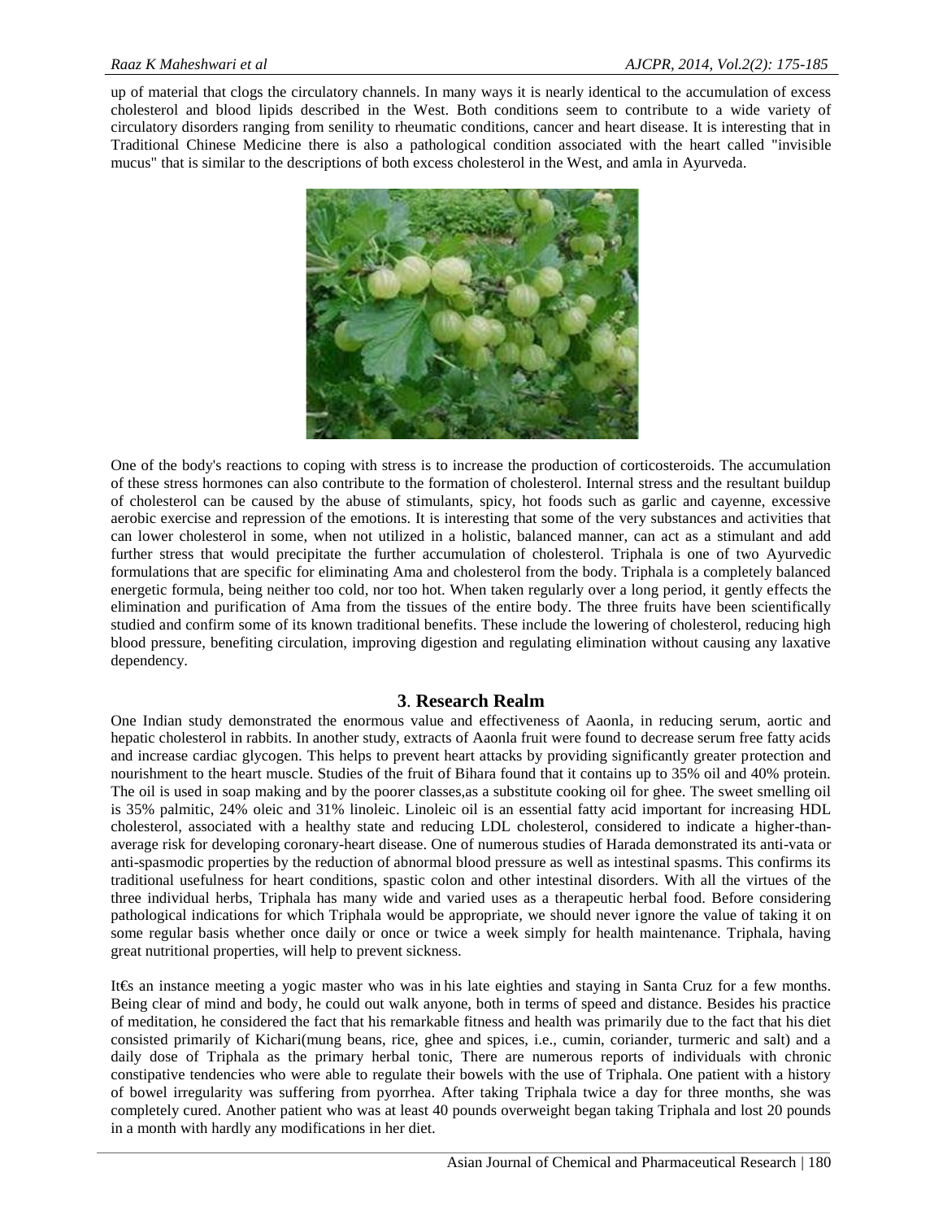up of material that clogs the circulatory channels. In many ways it is nearly identical to the accumulation of excess cholesterol and blood lipids described in the West. Both conditions seem to contribute to a wide variety of circulatory disorders ranging from senility to rheumatic conditions, cancer and heart disease. It is interesting that in Traditional Chinese Medicine there is also a pathological condition associated with the heart called "invisible mucus" that is similar to the descriptions of both excess cholesterol in the West, and amla in Ayurveda.

One of the body's reactions to coping with stress is to increase the production of corticosteroids. The accumulation of these stress hormones can also contribute to the formation of cholesterol. Internal stress and the resultant buildup of cholesterol can be caused by the abuse of stimulants, spicy, hot foods such as garlic and cayenne, excessive aerobic exercise and repression of the emotions. It is interesting that some of the very substances and activities that can lower cholesterol in some, when not utilized in a holistic, balanced manner, can act as a stimulant and add further stress that would precipitate the further accumulation of cholesterol. Triphala is one of two Ayurvedic formulations that are specific for eliminating Ama and cholesterol from the body. Triphala is a completely balanced energetic formula, being neither too cold, nor too hot. When taken regularly over a long period, it gently effects the elimination and purification of Ama from the tissues of the entire body. The three fruits have been scientifically studied and confirm some of its known traditional benefits. These include the lowering of cholesterol, reducing high blood pressure, benefiting circulation, improving digestion and regulating elimination without causing any laxative dependency.

## 3. Research Realm

One Indian study demonstrated the enormous value and effectiveness of Aaonla, in reducing serum, aortic and hepatic cholesterol in rabbits. In another study, extracts of Aaonla fruit were found to decrease serum free fatty acids and increase cardiac glycogen. This helps to prevent heart attacks by providing significantly greater protection and nourishment to the heart muscle. Studies of the fruit of Bihara found that it contains up to 35% oil and 40% protein. The oil is used in soap making and by the poorer classes,as a substitute cooking oil for ghee. The sweet smelling oil is 35% palmitic, 24% oleic and 31% linoleic. Linoleic oil is an essential fatty acid important for increasing HDL cholesterol, associated with a healthy state and reducing LDL cholesterol, considered to indicate a higher-than-average risk for developing coronary-heart disease. One of numerous studies of Harada demonstrated its anti-vata or anti-spasmodic properties by the reduction of abnormal blood pressure as well as intestinal spasms. This confirms its traditional usefulness for heart conditions, spastic colon and other intestinal disorders. With all the virtues of the three individual herbs, Triphala has many wide and varied uses as a therapeutic herbal food. Before considering pathological indications for which Triphala would be appropriate, we should never ignore the value of taking it on some regular basis whether once daily or once or twice a week simply for health maintenance. Triphala, having great nutritional properties, will help to prevent sickness.

It€s an instance meeting a yogic master who was in his late eighties and staying in Santa Cruz for a few months. Being clear of mind and body, he could out walk anyone, both in terms of speed and distance. Besides his practice of meditation, he considered the fact that his remarkable fitness and health was primarily due to the fact that his diet consisted primarily of Kichari(mung beans, rice, ghee and spices, i.e., cumin, coriander, turmeric and salt) and a daily dose of Triphala as the primary herbal tonic, There are numerous reports of individuals with chronic constipative tendencies who were able to regulate their bowels with the use of Triphala. One patient with a history of bowel irregularity was suffering from pyorrhea. After taking Triphala twice a day for three months, she was completely cured. Another patient who was at least 40 pounds overweight began taking Triphala and lost 20 pounds in a month with hardly any modifications in her diet.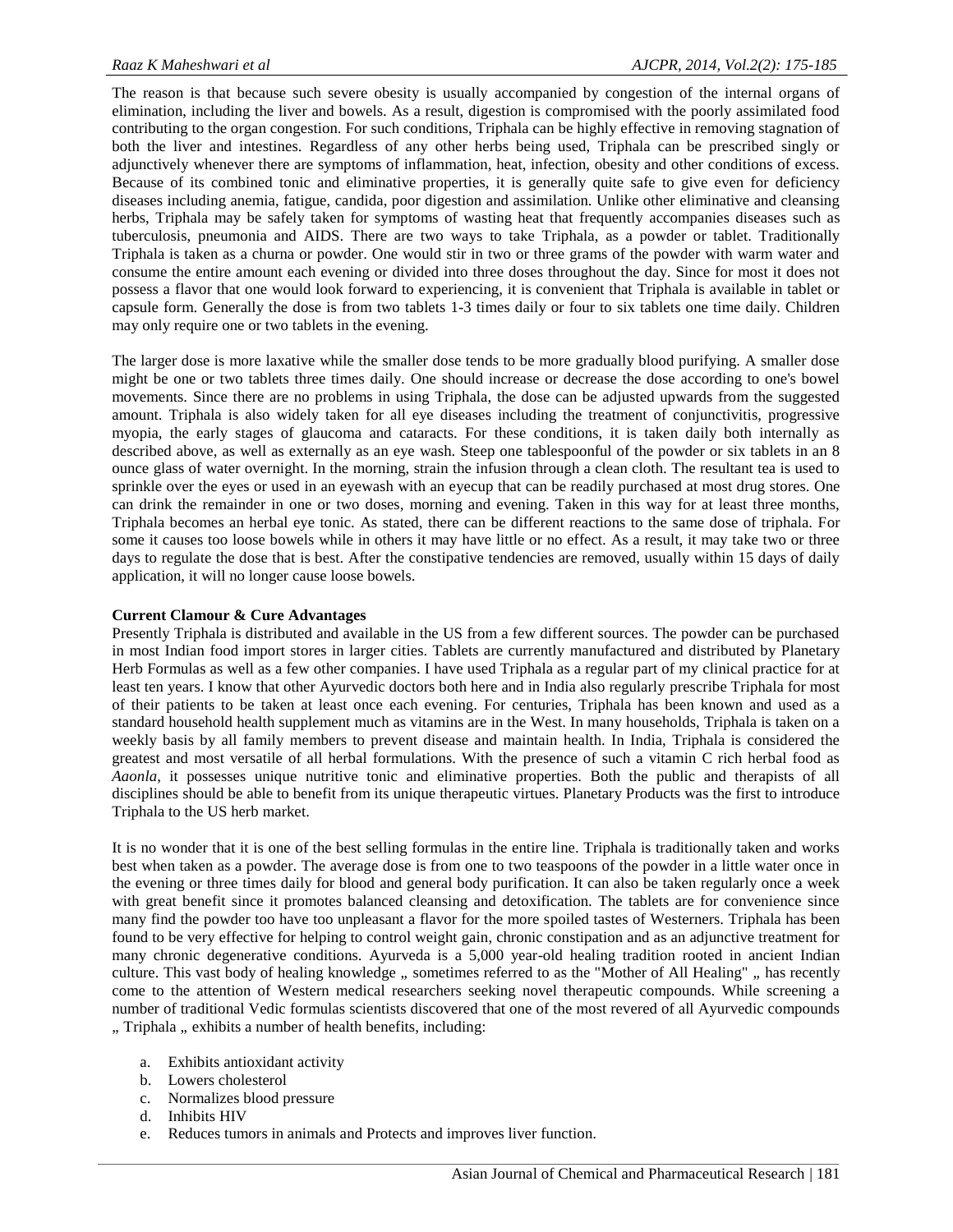The reason is that because such severe obesity is usually accompanied by congestion of the internal organs of elimination, including the liver and bowels. As a result, digestion is compromised with the poorly assimilated food contributing to the organ congestion. For such conditions, Triphala can be highly effective in removing stagnation of both the liver and intestines. Regardless of any other herbs being used, Triphala can be prescribed singly or adjunctively whenever there are symptoms of inflammation, heat, infection, obesity and other conditions of excess. Because of its combined tonic and eliminative properties, it is generally quite safe to give even for deficiency diseases including anemia, fatigue, candida, poor digestion and assimilation. Unlike other eliminative and cleansing herbs, Triphala may be safely taken for symptoms of wasting heat that frequently accompanies diseases such as tuberculosis, pneumonia and AIDS. There are two ways to take Triphala, as a powder or tablet. Traditionally Triphala is taken as a churna or powder. One would stir in two or three grams of the powder with warm water and consume the entire amount each evening or divided into three doses throughout the day. Since for most it does not possess a flavor that one would look forward to experiencing, it is convenient that Triphala is available in tablet or capsule form. Generally the dose is from two tablets 1-3 times daily or four to six tablets one time daily. Children may only require one or two tablets in the evening.

The larger dose is more laxative while the smaller dose tends to be more gradually blood purifying. A smaller dose might be one or two tablets three times daily. One should increase or decrease the dose according to one's bowel movements. Since there are no problems in using Triphala, the dose can be adjusted upwards from the suggested amount. Triphala is also widely taken for all eye diseases including the treatment of conjunctivitis, progressive myopia, the early stages of glaucoma and cataracts. For these conditions, it is taken daily both internally as described above, as well as externally as an eye wash. Steep one tablespoonful of the powder or six tablets in an 8 ounce glass of water overnight. In the morning, strain the infusion through a clean cloth. The resultant tea is used to sprinkle over the eyes or used in an eyewash with an eyecup that can be readily purchased at most drug stores. One can drink the remainder in one or two doses, morning and evening. Taken in this way for at least three months, Triphala becomes an herbal eye tonic. As stated, there can be different reactions to the same dose of triphala. For some it causes too loose bowels while in others it may have little or no effect. As a result, it may take two or three days to regulate the dose that is best. After the constipative tendencies are removed, usually within 15 days of daily application, it will no longer cause loose bowels.

**Current Clamour & Cure Advantages**

Presently Triphala is distributed and available in the US from a few different sources. The powder can be purchased in most Indian food import stores in larger cities. Tablets are currently manufactured and distributed by Planetary Herb Formulas as well as a few other companies. I have used Triphala as a regular part of my clinical practice for at least ten years. I know that other Ayurvedic doctors both here and in India also regularly prescribe Triphala for most of their patients to be taken at least once each evening. For centuries, Triphala has been known and used as a standard household health supplement much as vitamins are in the West. In many households, Triphala is taken on a weekly basis by all family members to prevent disease and maintain health. In India, Triphala is considered the greatest and most versatile of all herbal formulations. With the presence of such a vitamin C rich herbal food as *Aaonla*, it possesses unique nutritive tonic and eliminative properties. Both the public and therapists of all disciplines should be able to benefit from its unique therapeutic virtues. Planetary Products was the first to introduce Triphala to the US herb market.

It is no wonder that it is one of the best selling formulas in the entire line. Triphala is traditionally taken and works best when taken as a powder. The average dose is from one to two teaspoons of the powder in a little water once in the evening or three times daily for blood and general body purification. It can also be taken regularly once a week with great benefit since it promotes balanced cleansing and detoxification. The tablets are for convenience since many find the powder too have too unpleasant a flavor for the more spoiled tastes of Westerners. Triphala has been found to be very effective for helping to control weight gain, chronic constipation and as an adjunctive treatment for many chronic degenerative conditions. Ayurveda is a 5,000 year-old healing tradition rooted in ancient Indian culture. This vast body of healing knowledge „ sometimes referred to as the "Mother of All Healing" „ has recently come to the attention of Western medical researchers seeking novel therapeutic compounds. While screening a number of traditional Vedic formulas scientists discovered that one of the most revered of all Ayurvedic compounds „ Triphala „ exhibits a number of health benefits, including:

a. Exhibits antioxidant activity
b. Lowers cholesterol
c. Normalizes blood pressure
d. Inhibits HIV
e. Reduces tumors in animals and Protects and improves liver function.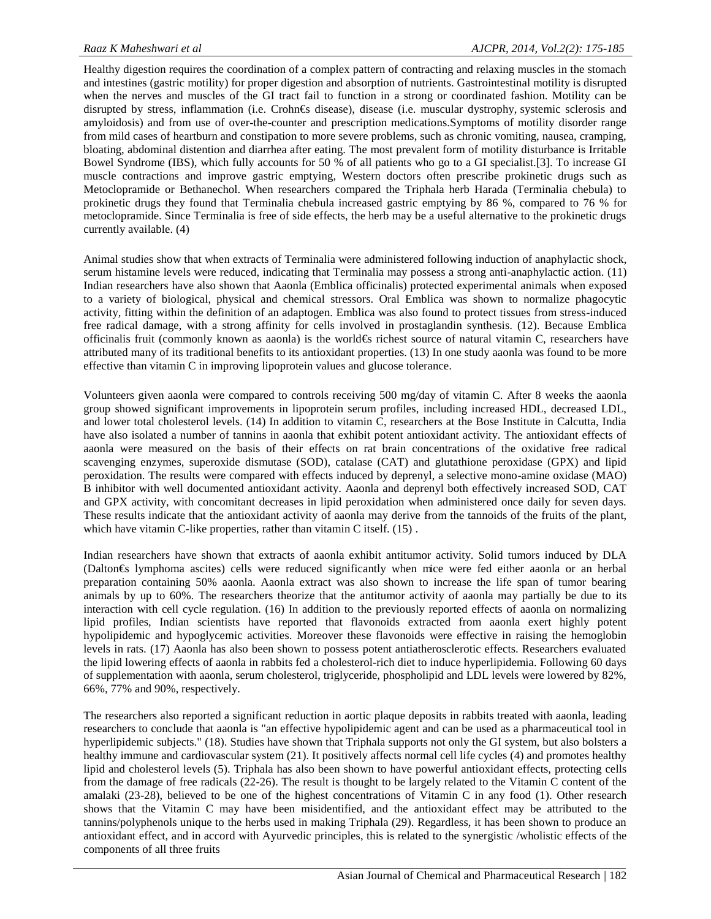Healthy digestion requires the coordination of a complex pattern of contracting and relaxing muscles in the stomach and intestines (gastric motility) for proper digestion and absorption of nutrients. Gastrointestinal motility is disrupted when the nerves and muscles of the GI tract fail to function in a strong or coordinated fashion. Motility can be disrupted by stress, inflammation (i.e. Crohn€s disease), disease (i.e. muscular dystrophy, systemic sclerosis and amyloidosis) and from use of over-the-counter and prescription medications.Symptoms of motility disorder range from mild cases of heartburn and constipation to more severe problems, such as chronic vomiting, nausea, cramping, bloating, abdominal distention and diarrhea after eating. The most prevalent form of motility disturbance is Irritable Bowel Syndrome (IBS), which fully accounts for 50 % of all patients who go to a GI specialist.[3]. To increase GI muscle contractions and improve gastric emptying, Western doctors often prescribe prokinetic drugs such as Metoclopramide or Bethanechol. When researchers compared the Triphala herb Harada (Terminalia chebula) to prokinetic drugs they found that Terminalia chebula increased gastric emptying by 86 %, compared to 76 % for metoclopramide. Since Terminalia is free of side effects, the herb may be a useful alternative to the prokinetic drugs currently available. (4)

Animal studies show that when extracts of Terminalia were administered following induction of anaphylactic shock, serum histamine levels were reduced, indicating that Terminalia may possess a strong anti-anaphylactic action. (11) Indian researchers have also shown that Aaonla (Emblica officinalis) protected experimental animals when exposed to a variety of biological, physical and chemical stressors. Oral Emblica was shown to normalize phagocytic activity, fitting within the definition of an adaptogen. Emblica was also found to protect tissues from stress-induced free radical damage, with a strong affinity for cells involved in prostaglandin synthesis. (12). Because Emblica officinalis fruit (commonly known as aaonla) is the world€s richest source of natural vitamin C, researchers have attributed many of its traditional benefits to its antioxidant properties. (13) In one study aaonla was found to be more effective than vitamin C in improving lipoprotein values and glucose tolerance.

Volunteers given aaonla were compared to controls receiving 500 mg/day of vitamin C. After 8 weeks the aaonla group showed significant improvements in lipoprotein serum profiles, including increased HDL, decreased LDL, and lower total cholesterol levels. (14) In addition to vitamin C, researchers at the Bose Institute in Calcutta, India have also isolated a number of tannins in aaonla that exhibit potent antioxidant activity. The antioxidant effects of aaonla were measured on the basis of their effects on rat brain concentrations of the oxidative free radical scavenging enzymes, superoxide dismutase (SOD), catalase (CAT) and glutathione peroxidase (GPX) and lipid peroxidation. The results were compared with effects induced by deprenyl, a selective mono-amine oxidase (MAO) B inhibitor with well documented antioxidant activity. Aaonla and deprenyl both effectively increased SOD, CAT and GPX activity, with concomitant decreases in lipid peroxidation when administered once daily for seven days. These results indicate that the antioxidant activity of aaonla may derive from the tannoids of the fruits of the plant, which have vitamin C-like properties, rather than vitamin C itself. (15) .

Indian researchers have shown that extracts of aaonla exhibit antitumor activity. Solid tumors induced by DLA (Dalton€s lymphoma ascites) cells were reduced significantly when mice were fed either aaonla or an herbal preparation containing 50% aaonla. Aaonla extract was also shown to increase the life span of tumor bearing animals by up to 60%. The researchers theorize that the antitumor activity of aaonla may partially be due to its interaction with cell cycle regulation. (16) In addition to the previously reported effects of aaonla on normalizing lipid profiles, Indian scientists have reported that flavonoids extracted from aaonla exert highly potent hypolipidemic and hypoglycemic activities. Moreover these flavonoids were effective in raising the hemoglobin levels in rats. (17) Aaonla has also been shown to possess potent antiatherosclerotic effects. Researchers evaluated the lipid lowering effects of aaonla in rabbits fed a cholesterol-rich diet to induce hyperlipidemia. Following 60 days of supplementation with aaonla, serum cholesterol, triglyceride, phospholipid and LDL levels were lowered by 82%, 66%, 77% and 90%, respectively.

The researchers also reported a significant reduction in aortic plaque deposits in rabbits treated with aaonla, leading researchers to conclude that aaonla is "an effective hypolipidemic agent and can be used as a pharmaceutical tool in hyperlipidemic subjects." (18). Studies have shown that Triphala supports not only the GI system, but also bolsters a healthy immune and cardiovascular system (21). It positively affects normal cell life cycles (4) and promotes healthy lipid and cholesterol levels (5). Triphala has also been shown to have powerful antioxidant effects, protecting cells from the damage of free radicals (22-26). The result is thought to be largely related to the Vitamin C content of the amalaki (23-28), believed to be one of the highest concentrations of Vitamin C in any food (1). Other research shows that the Vitamin C may have been misidentified, and the antioxidant effect may be attributed to the tannins/polyphenols unique to the herbs used in making Triphala (29). Regardless, it has been shown to produce an antioxidant effect, and in accord with Ayurvedic principles, this is related to the synergistic /wholistic effects of the components of all three fruits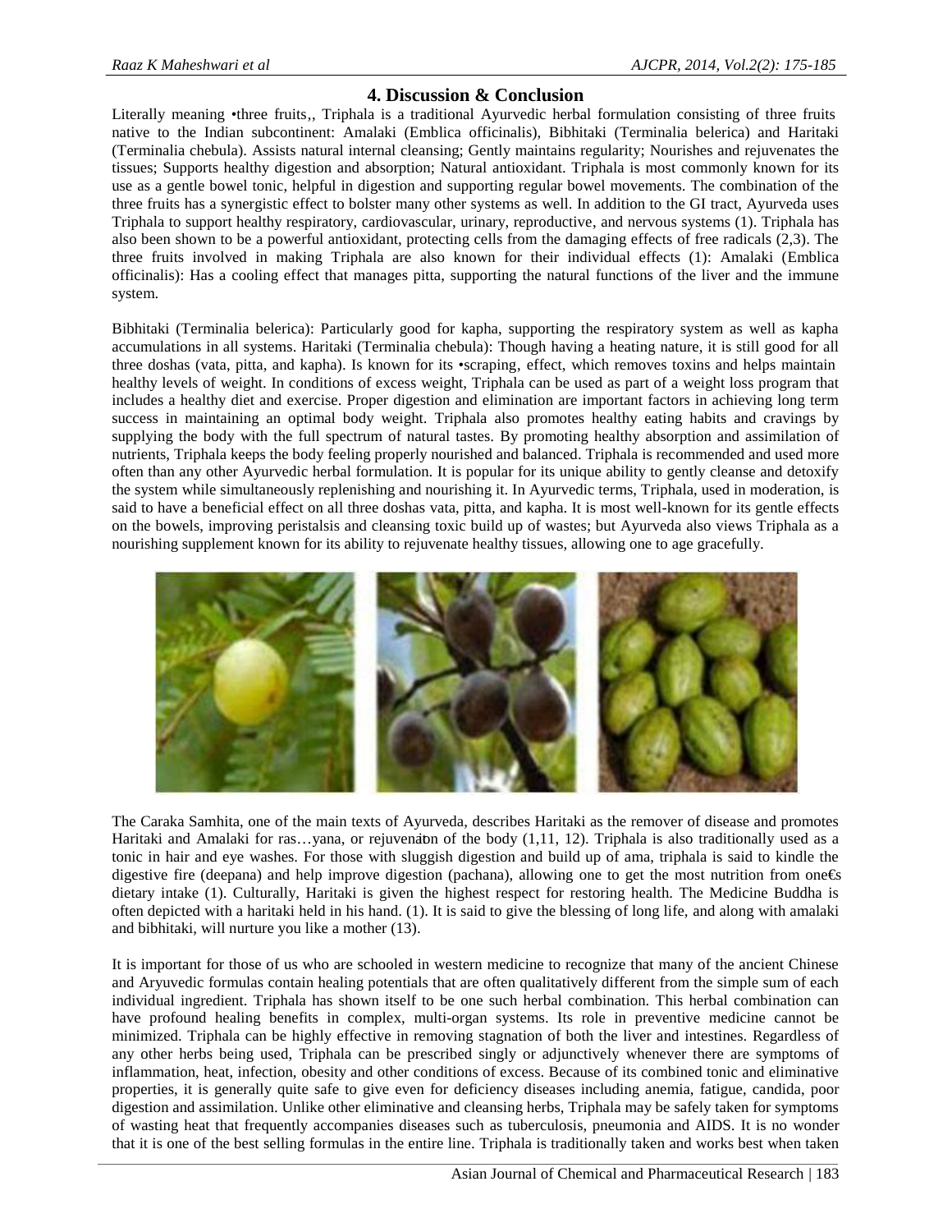## 4. Discussion & Conclusion

Literally meaning •three fruits,, Triphala is a traditional Ayurvedic herbal formulation consisting of three fruits native to the Indian subcontinent: Amalaki (Emblica officinalis), Bibhitaki (Terminalia belerica) and Haritaki (Terminalia chebula). Assists natural internal cleansing; Gently maintains regularity; Nourishes and rejuvenates the tissues; Supports healthy digestion and absorption; Natural antioxidant. Triphala is most commonly known for its use as a gentle bowel tonic, helpful in digestion and supporting regular bowel movements. The combination of the three fruits has a synergistic effect to bolster many other systems as well. In addition to the GI tract, Ayurveda uses Triphala to support healthy respiratory, cardiovascular, urinary, reproductive, and nervous systems (1). Triphala has also been shown to be a powerful antioxidant, protecting cells from the damaging effects of free radicals (2,3). The three fruits involved in making Triphala are also known for their individual effects (1): Amalaki (Emblica officinalis): Has a cooling effect that manages pitta, supporting the natural functions of the liver and the immune system.

Bibhitaki (Terminalia belerica): Particularly good for kapha, supporting the respiratory system as well as kapha accumulations in all systems. Haritaki (Terminalia chebula): Though having a heating nature, it is still good for all three doshas (vata, pitta, and kapha). Is known for its •scraping, effect, which removes toxins and helps maintain healthy levels of weight. In conditions of excess weight, Triphala can be used as part of a weight loss program that includes a healthy diet and exercise. Proper digestion and elimination are important factors in achieving long term success in maintaining an optimal body weight. Triphala also promotes healthy eating habits and cravings by supplying the body with the full spectrum of natural tastes. By promoting healthy absorption and assimilation of nutrients, Triphala keeps the body feeling properly nourished and balanced. Triphala is recommended and used more often than any other Ayurvedic herbal formulation. It is popular for its unique ability to gently cleanse and detoxify the system while simultaneously replenishing and nourishing it. In Ayurvedic terms, Triphala, used in moderation, is said to have a beneficial effect on all three doshas vata, pitta, and kapha. It is most well-known for its gentle effects on the bowels, improving peristalsis and cleansing toxic build up of wastes; but Ayurveda also views Triphala as a nourishing supplement known for its ability to rejuvenate healthy tissues, allowing one to age gracefully.

The Caraka Samhita, one of the main texts of Ayurveda, describes Haritaki as the remover of disease and promotes Haritaki and Amalaki for ras…yana, or rejuvenation of the body (1,11, 12). Triphala is also traditionally used as a tonic in hair and eye washes. For those with sluggish digestion and build up of ama, triphala is said to kindle the digestive fire (deepana) and help improve digestion (pachana), allowing one to get the most nutrition from one€s dietary intake (1). Culturally, Haritaki is given the highest respect for restoring health. The Medicine Buddha is often depicted with a haritaki held in his hand. (1). It is said to give the blessing of long life, and along with amalaki and bibhitaki, will nurture you like a mother (13).

It is important for those of us who are schooled in western medicine to recognize that many of the ancient Chinese and Aryuvedic formulas contain healing potentials that are often qualitatively different from the simple sum of each individual ingredient. Triphala has shown itself to be one such herbal combination. This herbal combination can have profound healing benefits in complex, multi-organ systems. Its role in preventive medicine cannot be minimized. Triphala can be highly effective in removing stagnation of both the liver and intestines. Regardless of any other herbs being used, Triphala can be prescribed singly or adjunctively whenever there are symptoms of inflammation, heat, infection, obesity and other conditions of excess. Because of its combined tonic and eliminative properties, it is generally quite safe to give even for deficiency diseases including anemia, fatigue, candida, poor digestion and assimilation. Unlike other eliminative and cleansing herbs, Triphala may be safely taken for symptoms of wasting heat that frequently accompanies diseases such as tuberculosis, pneumonia and AIDS. It is no wonder that it is one of the best selling formulas in the entire line. Triphala is traditionally taken and works best when taken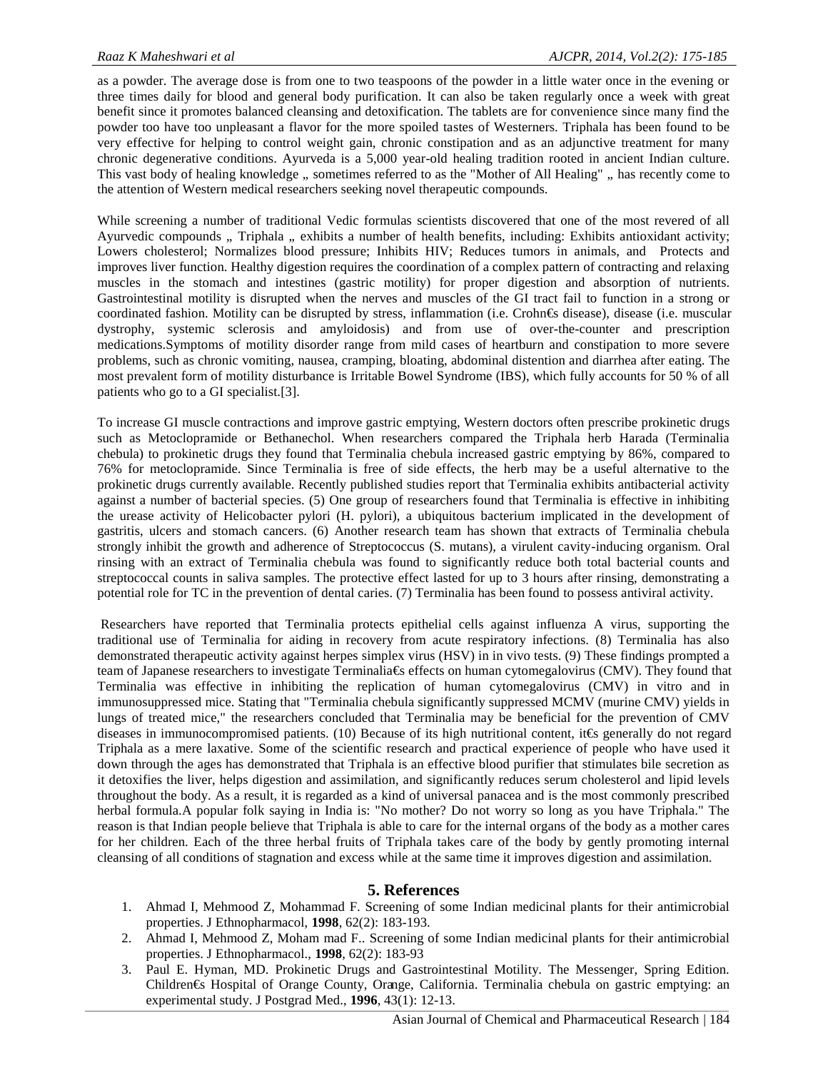as a powder. The average dose is from one to two teaspoons of the powder in a little water once in the evening or three times daily for blood and general body purification. It can also be taken regularly once a week with great benefit since it promotes balanced cleansing and detoxification. The tablets are for convenience since many find the powder too have too unpleasant a flavor for the more spoiled tastes of Westerners. Triphala has been found to be very effective for helping to control weight gain, chronic constipation and as an adjunctive treatment for many chronic degenerative conditions. Ayurveda is a 5,000 year-old healing tradition rooted in ancient Indian culture. This vast body of healing knowledge „ sometimes referred to as the "Mother of All Healing" „ has recently come to the attention of Western medical researchers seeking novel therapeutic compounds.

While screening a number of traditional Vedic formulas scientists discovered that one of the most revered of all Ayurvedic compounds „ Triphala „ exhibits a number of health benefits, including: Exhibits antioxidant activity; Lowers cholesterol; Normalizes blood pressure; Inhibits HIV; Reduces tumors in animals, and Protects and improves liver function. Healthy digestion requires the coordination of a complex pattern of contracting and relaxing muscles in the stomach and intestines (gastric motility) for proper digestion and absorption of nutrients. Gastrointestinal motility is disrupted when the nerves and muscles of the GI tract fail to function in a strong or coordinated fashion. Motility can be disrupted by stress, inflammation (i.e. Crohn€s disease), disease (i.e. muscular dystrophy, systemic sclerosis and amyloidosis) and from use of over-the-counter and prescription medications.Symptoms of motility disorder range from mild cases of heartburn and constipation to more severe problems, such as chronic vomiting, nausea, cramping, bloating, abdominal distention and diarrhea after eating. The most prevalent form of motility disturbance is Irritable Bowel Syndrome (IBS), which fully accounts for 50 % of all patients who go to a GI specialist.[3].

To increase GI muscle contractions and improve gastric emptying, Western doctors often prescribe prokinetic drugs such as Metoclopramide or Bethanechol. When researchers compared the Triphala herb Harada (Terminalia chebula) to prokinetic drugs they found that Terminalia chebula increased gastric emptying by 86%, compared to 76% for metoclopramide. Since Terminalia is free of side effects, the herb may be a useful alternative to the prokinetic drugs currently available. Recently published studies report that Terminalia exhibits antibacterial activity against a number of bacterial species. (5) One group of researchers found that Terminalia is effective in inhibiting the urease activity of Helicobacter pylori (H. pylori), a ubiquitous bacterium implicated in the development of gastritis, ulcers and stomach cancers. (6) Another research team has shown that extracts of Terminalia chebula strongly inhibit the growth and adherence of Streptococcus (S. mutans), a virulent cavity-inducing organism. Oral rinsing with an extract of Terminalia chebula was found to significantly reduce both total bacterial counts and streptococcal counts in saliva samples. The protective effect lasted for up to 3 hours after rinsing, demonstrating a potential role for TC in the prevention of dental caries. (7) Terminalia has been found to possess antiviral activity.

Researchers have reported that Terminalia protects epithelial cells against influenza A virus, supporting the traditional use of Terminalia for aiding in recovery from acute respiratory infections. (8) Terminalia has also demonstrated therapeutic activity against herpes simplex virus (HSV) in in vivo tests. (9) These findings prompted a team of Japanese researchers to investigate Terminalia€s effects on human cytomegalovirus (CMV). They found that Terminalia was effective in inhibiting the replication of human cytomegalovirus (CMV) in vitro and in immunosuppressed mice. Stating that "Terminalia chebula significantly suppressed MCMV (murine CMV) yields in lungs of treated mice," the researchers concluded that Terminalia may be beneficial for the prevention of CMV diseases in immunocompromised patients. (10) Because of its high nutritional content, it€s generally do not regard Triphala as a mere laxative. Some of the scientific research and practical experience of people who have used it down through the ages has demonstrated that Triphala is an effective blood purifier that stimulates bile secretion as it detoxifies the liver, helps digestion and assimilation, and significantly reduces serum cholesterol and lipid levels throughout the body. As a result, it is regarded as a kind of universal panacea and is the most commonly prescribed herbal formula.A popular folk saying in India is: "No mother? Do not worry so long as you have Triphala." The reason is that Indian people believe that Triphala is able to care for the internal organs of the body as a mother cares for her children. Each of the three herbal fruits of Triphala takes care of the body by gently promoting internal cleansing of all conditions of stagnation and excess while at the same time it improves digestion and assimilation.

## 5. References

1. Ahmad I, Mehmood Z, Mohammad F. Screening of some Indian medicinal plants for their antimicrobial properties. J Ethnopharmacol, **1998**, 62(2): 183-193.
2. Ahmad I, Mehmood Z, Moham mad F.. Screening of some Indian medicinal plants for their antimicrobial properties. J Ethnopharmacol., **1998**, 62(2): 183-93
3. Paul E. Hyman, MD. Prokinetic Drugs and Gastrointestinal Motility. The Messenger, Spring Edition. Children€s Hospital of Orange County, Orange, California. Terminalia chebula on gastric emptying: an experimental study. J Postgrad Med., **1996**, 43(1): 12-13.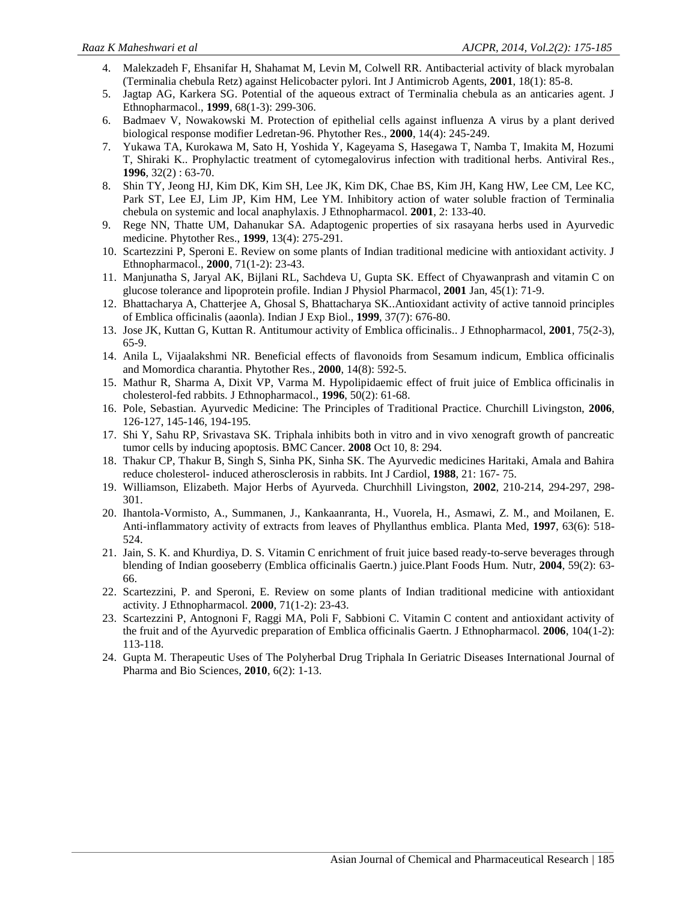4. Malekzadeh F, Ehsanifar H, Shahamat M, Levin M, Colwell RR. Antibacterial activity of black myrobalan (Terminalia chebula Retz) against Helicobacter pylori. Int J Antimicrob Agents, **2001**, 18(1): 85-8.
5. Jagtap AG, Karkera SG. Potential of the aqueous extract of Terminalia chebula as an anticaries agent. J Ethnopharmacol., **1999**, 68(1-3): 299-306.
6. Badmaev V, Nowakowski M. Protection of epithelial cells against influenza A virus by a plant derived biological response modifier Ledretan-96. Phytother Res., **2000**, 14(4): 245-249.
7. Yukawa TA, Kurokawa M, Sato H, Yoshida Y, Kageyama S, Hasegawa T, Namba T, Imakita M, Hozumi T, Shiraki K.. Prophylactic treatment of cytomegalovirus infection with traditional herbs. Antiviral Res., **1996**, 32(2) : 63-70.
8. Shin TY, Jeong HJ, Kim DK, Kim SH, Lee JK, Kim DK, Chae BS, Kim JH, Kang HW, Lee CM, Lee KC, Park ST, Lee EJ, Lim JP, Kim HM, Lee YM. Inhibitory action of water soluble fraction of Terminalia chebula on systemic and local anaphylaxis. J Ethnopharmacol. **2001**, 2: 133-40.
9. Rege NN, Thatte UM, Dahanukar SA. Adaptogenic properties of six rasayana herbs used in Ayurvedic medicine. Phytother Res., **1999**, 13(4): 275-291.
10. Scartezzini P, Speroni E. Review on some plants of Indian traditional medicine with antioxidant activity. J Ethnopharmacol., **2000**, 71(1-2): 23-43.
11. Manjunatha S, Jaryal AK, Bijlani RL, Sachdeva U, Gupta SK. Effect of Chyawanprash and vitamin C on glucose tolerance and lipoprotein profile. Indian J Physiol Pharmacol, **2001** Jan, 45(1): 71-9.
12. Bhattacharya A, Chatterjee A, Ghosal S, Bhattacharya SK..Antioxidant activity of active tannoid principles of Emblica officinalis (aaonla). Indian J Exp Biol., **1999**, 37(7): 676-80.
13. Jose JK, Kuttan G, Kuttan R. Antitumour activity of Emblica officinalis.. J Ethnopharmacol, **2001**, 75(2-3), 65-9.
14. Anila L, Vijaalakshmi NR. Beneficial effects of flavonoids from Sesamum indicum, Emblica officinalis and Momordica charantia. Phytother Res., **2000**, 14(8): 592-5.
15. Mathur R, Sharma A, Dixit VP, Varma M. Hypolipidaemic effect of fruit juice of Emblica officinalis in cholesterol-fed rabbits. J Ethnopharmacol., **1996**, 50(2): 61-68.
16. Pole, Sebastian. Ayurvedic Medicine: The Principles of Traditional Practice. Churchill Livingston, **2006**, 126-127, 145-146, 194-195.
17. Shi Y, Sahu RP, Srivastava SK. Triphala inhibits both in vitro and in vivo xenograft growth of pancreatic tumor cells by inducing apoptosis. BMC Cancer. **2008** Oct 10, 8: 294.
18. Thakur CP, Thakur B, Singh S, Sinha PK, Sinha SK. The Ayurvedic medicines Haritaki, Amala and Bahira reduce cholesterol- induced atherosclerosis in rabbits. Int J Cardiol, **1988**, 21: 167- 75.
19. Williamson, Elizabeth. Major Herbs of Ayurveda. Churchhill Livingston, **2002**, 210-214, 294-297, 298-301.
20. Ihantola-Vormisto, A., Summanen, J., Kankaanranta, H., Vuorela, H., Asmawi, Z. M., and Moilanen, E. Anti-inflammatory activity of extracts from leaves of Phyllanthus emblica. Planta Med, **1997**, 63(6): 518-524.
21. Jain, S. K. and Khurdiya, D. S. Vitamin C enrichment of fruit juice based ready-to-serve beverages through blending of Indian gooseberry (Emblica officinalis Gaertn.) juice.Plant Foods Hum. Nutr, **2004**, 59(2): 63-66.
22. Scartezzini, P. and Speroni, E. Review on some plants of Indian traditional medicine with antioxidant activity. J Ethnopharmacol. **2000**, 71(1-2): 23-43.
23. Scartezzini P, Antognoni F, Raggi MA, Poli F, Sabbioni C. Vitamin C content and antioxidant activity of the fruit and of the Ayurvedic preparation of Emblica officinalis Gaertn. J Ethnopharmacol. **2006**, 104(1-2): 113-118.
24. Gupta M. Therapeutic Uses of The Polyherbal Drug Triphala In Geriatric Diseases International Journal of Pharma and Bio Sciences, **2010**, 6(2): 1-13.